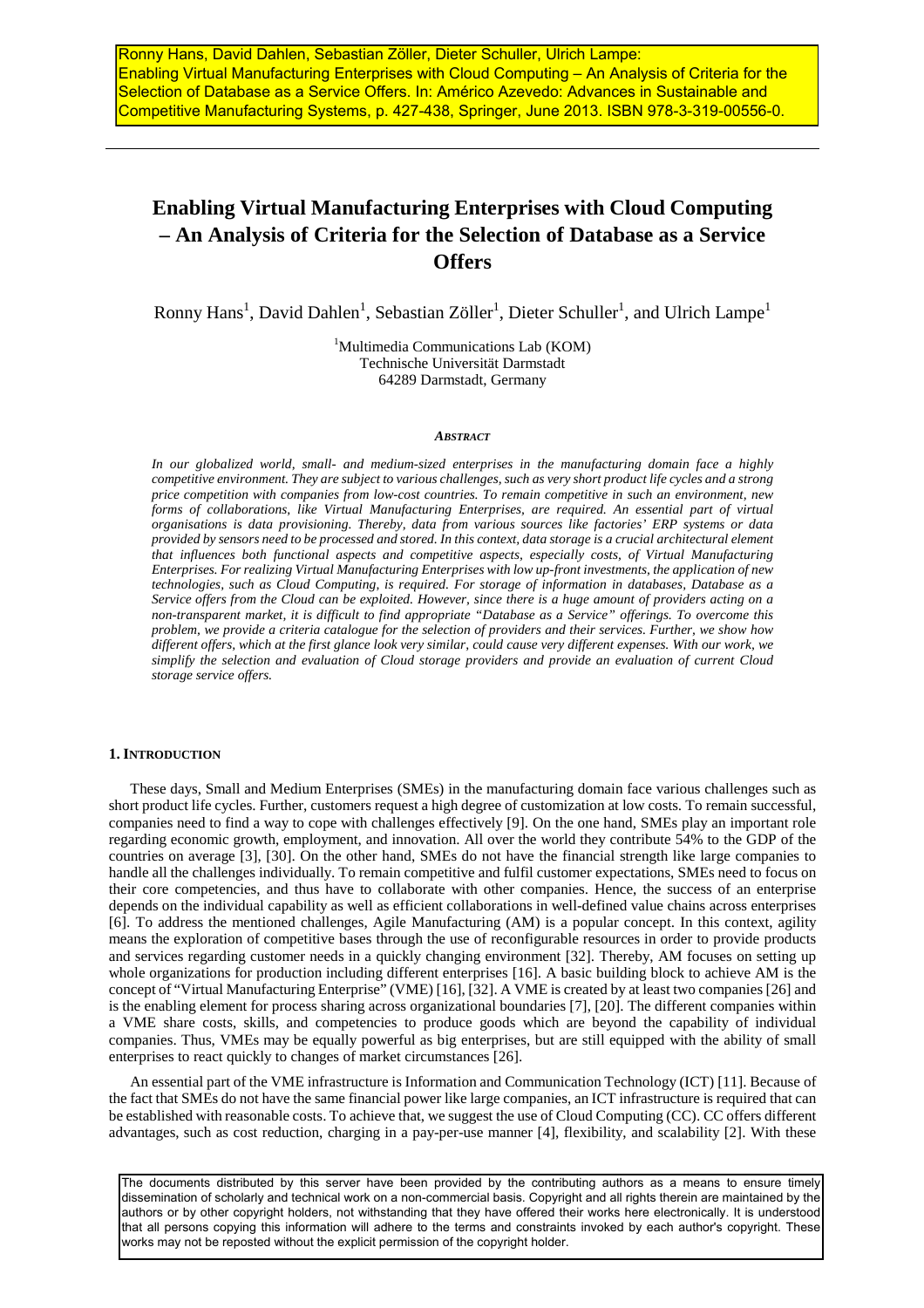Ronny Hans, David Dahlen, Sebastian Zöller, Dieter Schuller, Ulrich Lampe: Enabling Virtual Manufacturing Enterprises with Cloud Computing – An Analysis of Criteria for the Selection of Database as a Service Offers. In: Américo Azevedo: Advances in Sustainable and Competitive Manufacturing Systems, p. 427-438, Springer, June 2013. ISBN 978-3-319-00556-0.

# Enabling Virtual Manufacturing Enterprises with Cloud Computing – An Analysis of Criteria for the Selection of Database as a Service Offers

Ronny Hans[1], David Dahlen[1], Sebastian Zöller[1], Dieter Schuller[1], and Ulrich Lampe[1]

[1]Multimedia Communications Lab (KOM)
Technische Universität Darmstadt
64289 Darmstadt, Germany

***Abstract***

*In our globalized world, small- and medium-sized enterprises in the manufacturing domain face a highly competitive environment. They are subject to various challenges, such as very short product life cycles and a strong price competition with companies from low-cost countries. To remain competitive in such an environment, new forms of collaborations, like Virtual Manufacturing Enterprises, are required. An essential part of virtual organisations is data provisioning. Thereby, data from various sources like factories' ERP systems or data provided by sensors need to be processed and stored. In this context, data storage is a crucial architectural element that influences both functional aspects and competitive aspects, especially costs, of Virtual Manufacturing Enterprises. For realizing Virtual Manufacturing Enterprises with low up-front investments, the application of new technologies, such as Cloud Computing, is required. For storage of information in databases, Database as a Service offers from the Cloud can be exploited. However, since there is a huge amount of providers acting on a non-transparent market, it is difficult to find appropriate "Database as a Service" offerings. To overcome this problem, we provide a criteria catalogue for the selection of providers and their services. Further, we show how different offers, which at the first glance look very similar, could cause very different expenses. With our work, we simplify the selection and evaluation of Cloud storage providers and provide an evaluation of current Cloud storage service offers.*

## 1. Introduction

These days, Small and Medium Enterprises (SMEs) in the manufacturing domain face various challenges such as short product life cycles. Further, customers request a high degree of customization at low costs. To remain successful, companies need to find a way to cope with challenges effectively [9]. On the one hand, SMEs play an important role regarding economic growth, employment, and innovation. All over the world they contribute 54% to the GDP of the countries on average [3], [30]. On the other hand, SMEs do not have the financial strength like large companies to handle all the challenges individually. To remain competitive and fulfil customer expectations, SMEs need to focus on their core competencies, and thus have to collaborate with other companies. Hence, the success of an enterprise depends on the individual capability as well as efficient collaborations in well-defined value chains across enterprises [6]. To address the mentioned challenges, Agile Manufacturing (AM) is a popular concept. In this context, agility means the exploration of competitive bases through the use of reconfigurable resources in order to provide products and services regarding customer needs in a quickly changing environment [32]. Thereby, AM focuses on setting up whole organizations for production including different enterprises [16]. A basic building block to achieve AM is the concept of "Virtual Manufacturing Enterprise" (VME) [16], [32]. A VME is created by at least two companies [26] and is the enabling element for process sharing across organizational boundaries [7], [20]. The different companies within a VME share costs, skills, and competencies to produce goods which are beyond the capability of individual companies. Thus, VMEs may be equally powerful as big enterprises, but are still equipped with the ability of small enterprises to react quickly to changes of market circumstances [26].

An essential part of the VME infrastructure is Information and Communication Technology (ICT) [11]. Because of the fact that SMEs do not have the same financial power like large companies, an ICT infrastructure is required that can be established with reasonable costs. To achieve that, we suggest the use of Cloud Computing (CC). CC offers different advantages, such as cost reduction, charging in a pay-per-use manner [4], flexibility, and scalability [2]. With these

The documents distributed by this server have been provided by the contributing authors as a means to ensure timely dissemination of scholarly and technical work on a non-commercial basis. Copyright and all rights therein are maintained by the authors or by other copyright holders, not withstanding that they have offered their works here electronically. It is understood that all persons copying this information will adhere to the terms and constraints invoked by each author's copyright. These works may not be reposted without the explicit permission of the copyright holder.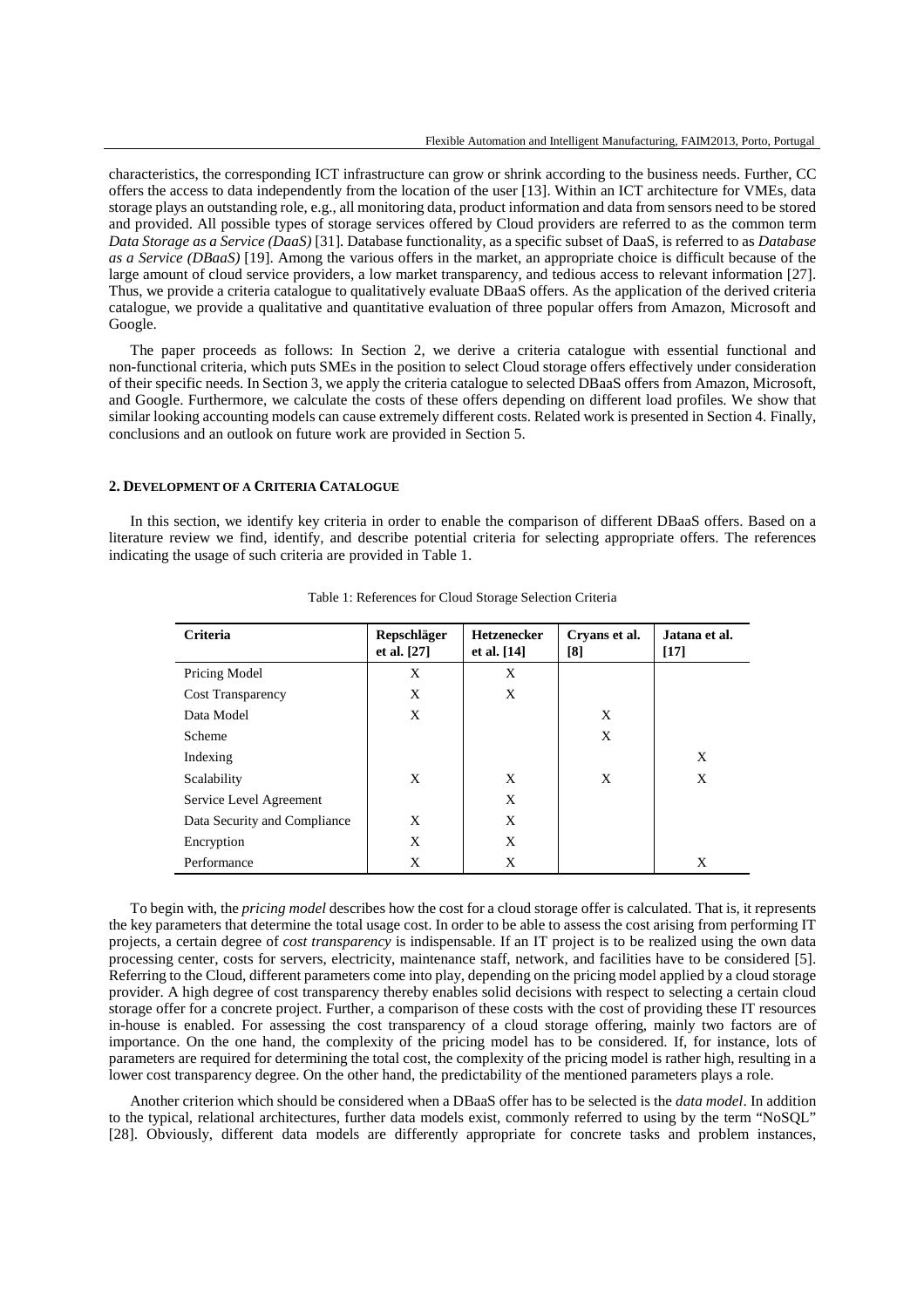characteristics, the corresponding ICT infrastructure can grow or shrink according to the business needs. Further, CC offers the access to data independently from the location of the user [13]. Within an ICT architecture for VMEs, data storage plays an outstanding role, e.g., all monitoring data, product information and data from sensors need to be stored and provided. All possible types of storage services offered by Cloud providers are referred to as the common term *Data Storage as a Service (DaaS)* [31]. Database functionality, as a specific subset of DaaS, is referred to as *Database as a Service (DBaaS)* [19]. Among the various offers in the market, an appropriate choice is difficult because of the large amount of cloud service providers, a low market transparency, and tedious access to relevant information [27]. Thus, we provide a criteria catalogue to qualitatively evaluate DBaaS offers. As the application of the derived criteria catalogue, we provide a qualitative and quantitative evaluation of three popular offers from Amazon, Microsoft and Google.

The paper proceeds as follows: In Section 2, we derive a criteria catalogue with essential functional and non-functional criteria, which puts SMEs in the position to select Cloud storage offers effectively under consideration of their specific needs. In Section 3, we apply the criteria catalogue to selected DBaaS offers from Amazon, Microsoft, and Google. Furthermore, we calculate the costs of these offers depending on different load profiles. We show that similar looking accounting models can cause extremely different costs. Related work is presented in Section 4. Finally, conclusions and an outlook on future work are provided in Section 5.

## 2. Development of a Criteria Catalogue

In this section, we identify key criteria in order to enable the comparison of different DBaaS offers. Based on a literature review we find, identify, and describe potential criteria for selecting appropriate offers. The references indicating the usage of such criteria are provided in Table 1.

Table 1: References for Cloud Storage Selection Criteria

| Criteria | Repschläger et al. [27] | Hetzenecker et al. [14] | Cryans et al. [8] | Jatana et al. [17] |
|---|---|---|---|---|
| Pricing Model | X | X | | |
| Cost Transparency | X | X | | |
| Data Model | X | | X | |
| Scheme | | | X | |
| Indexing | | | | X |
| Scalability | X | X | X | X |
| Service Level Agreement | | X | | |
| Data Security and Compliance | X | X | | |
| Encryption | X | X | | |
| Performance | X | X | | X |

To begin with, the *pricing model* describes how the cost for a cloud storage offer is calculated. That is, it represents the key parameters that determine the total usage cost. In order to be able to assess the cost arising from performing IT projects, a certain degree of *cost transparency* is indispensable. If an IT project is to be realized using the own data processing center, costs for servers, electricity, maintenance staff, network, and facilities have to be considered [5]. Referring to the Cloud, different parameters come into play, depending on the pricing model applied by a cloud storage provider. A high degree of cost transparency thereby enables solid decisions with respect to selecting a certain cloud storage offer for a concrete project. Further, a comparison of these costs with the cost of providing these IT resources in-house is enabled. For assessing the cost transparency of a cloud storage offering, mainly two factors are of importance. On the one hand, the complexity of the pricing model has to be considered. If, for instance, lots of parameters are required for determining the total cost, the complexity of the pricing model is rather high, resulting in a lower cost transparency degree. On the other hand, the predictability of the mentioned parameters plays a role.

Another criterion which should be considered when a DBaaS offer has to be selected is the *data model*. In addition to the typical, relational architectures, further data models exist, commonly referred to using by the term "NoSQL" [28]. Obviously, different data models are differently appropriate for concrete tasks and problem instances,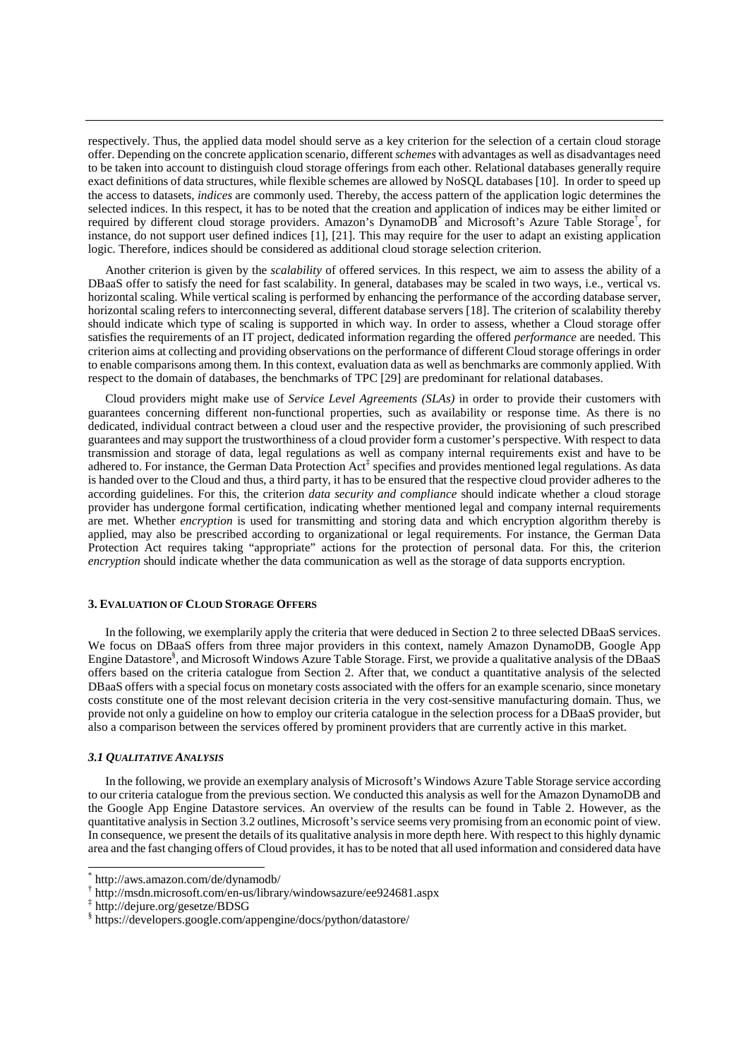respectively. Thus, the applied data model should serve as a key criterion for the selection of a certain cloud storage offer. Depending on the concrete application scenario, different *schemes* with advantages as well as disadvantages need to be taken into account to distinguish cloud storage offerings from each other. Relational databases generally require exact definitions of data structures, while flexible schemes are allowed by NoSQL databases [10]. In order to speed up the access to datasets, *indices* are commonly used. Thereby, the access pattern of the application logic determines the selected indices. In this respect, it has to be noted that the creation and application of indices may be either limited or required by different cloud storage providers. Amazon's DynamoDB[*] and Microsoft's Azure Table Storage[†], for instance, do not support user defined indices [1], [21]. This may require for the user to adapt an existing application logic. Therefore, indices should be considered as additional cloud storage selection criterion.

Another criterion is given by the *scalability* of offered services. In this respect, we aim to assess the ability of a DBaaS offer to satisfy the need for fast scalability. In general, databases may be scaled in two ways, i.e., vertical vs. horizontal scaling. While vertical scaling is performed by enhancing the performance of the according database server, horizontal scaling refers to interconnecting several, different database servers [18]. The criterion of scalability thereby should indicate which type of scaling is supported in which way. In order to assess, whether a Cloud storage offer satisfies the requirements of an IT project, dedicated information regarding the offered *performance* are needed. This criterion aims at collecting and providing observations on the performance of different Cloud storage offerings in order to enable comparisons among them. In this context, evaluation data as well as benchmarks are commonly applied. With respect to the domain of databases, the benchmarks of TPC [29] are predominant for relational databases.

Cloud providers might make use of *Service Level Agreements (SLAs)* in order to provide their customers with guarantees concerning different non-functional properties, such as availability or response time. As there is no dedicated, individual contract between a cloud user and the respective provider, the provisioning of such prescribed guarantees and may support the trustworthiness of a cloud provider form a customer's perspective. With respect to data transmission and storage of data, legal regulations as well as company internal requirements exist and have to be adhered to. For instance, the German Data Protection Act[‡] specifies and provides mentioned legal regulations. As data is handed over to the Cloud and thus, a third party, it has to be ensured that the respective cloud provider adheres to the according guidelines. For this, the criterion *data security and compliance* should indicate whether a cloud storage provider has undergone formal certification, indicating whether mentioned legal and company internal requirements are met. Whether *encryption* is used for transmitting and storing data and which encryption algorithm thereby is applied, may also be prescribed according to organizational or legal requirements. For instance, the German Data Protection Act requires taking "appropriate" actions for the protection of personal data. For this, the criterion *encryption* should indicate whether the data communication as well as the storage of data supports encryption.

## 3. Evaluation of Cloud Storage Offers

In the following, we exemplarily apply the criteria that were deduced in Section 2 to three selected DBaaS services. We focus on DBaaS offers from three major providers in this context, namely Amazon DynamoDB, Google App Engine Datastore[§], and Microsoft Windows Azure Table Storage. First, we provide a qualitative analysis of the DBaaS offers based on the criteria catalogue from Section 2. After that, we conduct a quantitative analysis of the selected DBaaS offers with a special focus on monetary costs associated with the offers for an example scenario, since monetary costs constitute one of the most relevant decision criteria in the very cost-sensitive manufacturing domain. Thus, we provide not only a guideline on how to employ our criteria catalogue in the selection process for a DBaaS provider, but also a comparison between the services offered by prominent providers that are currently active in this market.

### *3.1 Qualitative Analysis*

In the following, we provide an exemplary analysis of Microsoft's Windows Azure Table Storage service according to our criteria catalogue from the previous section. We conducted this analysis as well for the Amazon DynamoDB and the Google App Engine Datastore services. An overview of the results can be found in Table 2. However, as the quantitative analysis in Section 3.2 outlines, Microsoft's service seems very promising from an economic point of view. In consequence, we present the details of its qualitative analysis in more depth here. With respect to this highly dynamic area and the fast changing offers of Cloud provides, it has to be noted that all used information and considered data have

[*] http://aws.amazon.com/de/dynamodb/
[†] http://msdn.microsoft.com/en-us/library/windowsazure/ee924681.aspx
[‡] http://dejure.org/gesetze/BDSG
[§] https://developers.google.com/appengine/docs/python/datastore/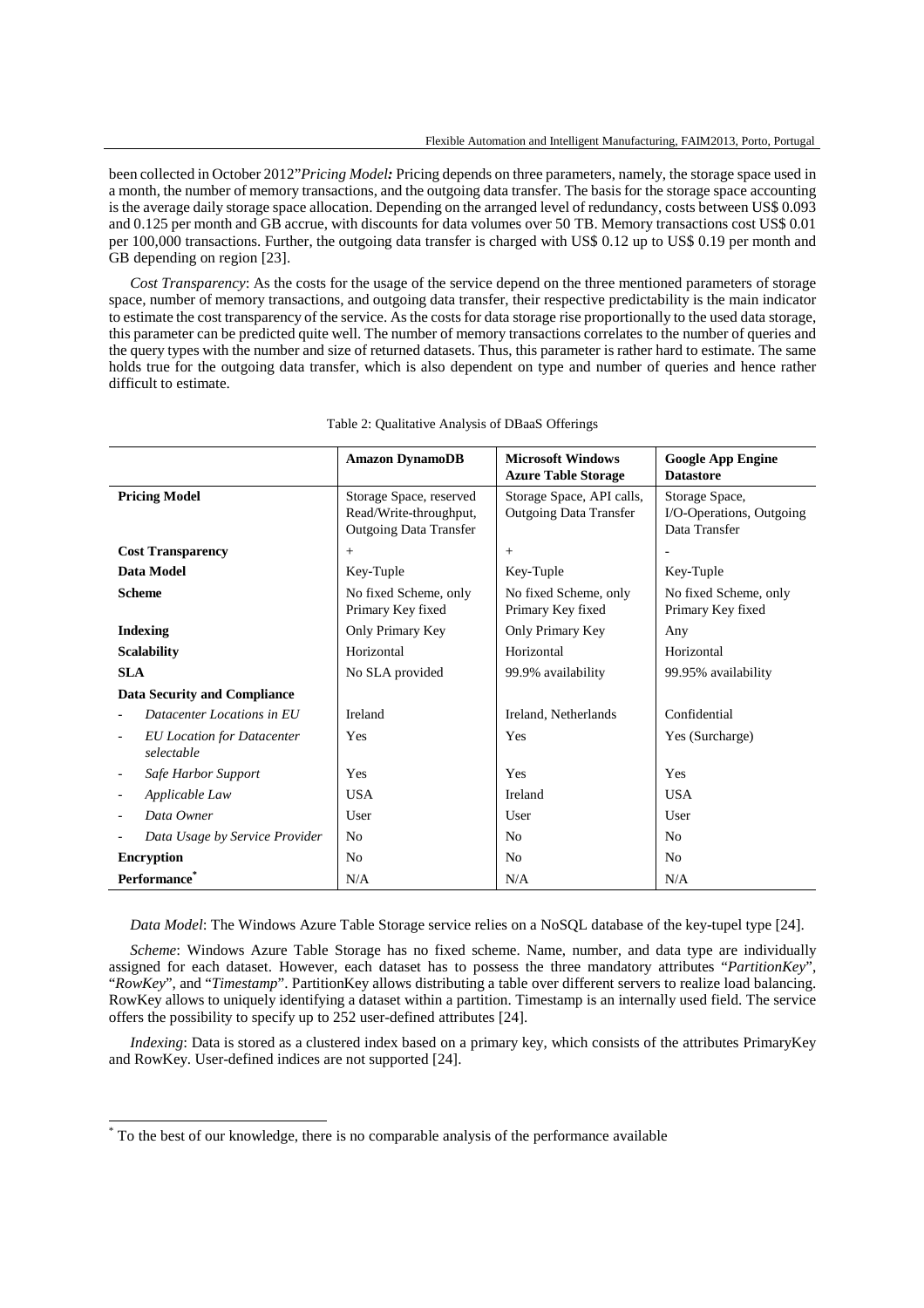been collected in October 2012"*Pricing Model:* Pricing depends on three parameters, namely, the storage space used in a month, the number of memory transactions, and the outgoing data transfer. The basis for the storage space accounting is the average daily storage space allocation. Depending on the arranged level of redundancy, costs between US$ 0.093 and 0.125 per month and GB accrue, with discounts for data volumes over 50 TB. Memory transactions cost US$ 0.01 per 100,000 transactions. Further, the outgoing data transfer is charged with US$ 0.12 up to US$ 0.19 per month and GB depending on region [23].

*Cost Transparency*: As the costs for the usage of the service depend on the three mentioned parameters of storage space, number of memory transactions, and outgoing data transfer, their respective predictability is the main indicator to estimate the cost transparency of the service. As the costs for data storage rise proportionally to the used data storage, this parameter can be predicted quite well. The number of memory transactions correlates to the number of queries and the query types with the number and size of returned datasets. Thus, this parameter is rather hard to estimate. The same holds true for the outgoing data transfer, which is also dependent on type and number of queries and hence rather difficult to estimate.

Table 2: Qualitative Analysis of DBaaS Offerings

| | **Amazon DynamoDB** | **Microsoft Windows Azure Table Storage** | **Google App Engine Datastore** |
|---|---|---|---|
| **Pricing Model** | Storage Space, reserved Read/Write-throughput, Outgoing Data Transfer | Storage Space, API calls, Outgoing Data Transfer | Storage Space, I/O-Operations, Outgoing Data Transfer |
| **Cost Transparency** | + | + | - |
| **Data Model** | Key-Tuple | Key-Tuple | Key-Tuple |
| **Scheme** | No fixed Scheme, only Primary Key fixed | No fixed Scheme, only Primary Key fixed | No fixed Scheme, only Primary Key fixed |
| **Indexing** | Only Primary Key | Only Primary Key | Any |
| **Scalability** | Horizontal | Horizontal | Horizontal |
| **SLA** | No SLA provided | 99.9% availability | 99.95% availability |
| **Data Security and Compliance** | | | |
| - *Datacenter Locations in EU* | Ireland | Ireland, Netherlands | Confidential |
| - *EU Location for Datacenter selectable* | Yes | Yes | Yes (Surcharge) |
| - *Safe Harbor Support* | Yes | Yes | Yes |
| - *Applicable Law* | USA | Ireland | USA |
| - *Data Owner* | User | User | User |
| - *Data Usage by Service Provider* | No | No | No |
| **Encryption** | No | No | No |
| **Performance*** | N/A | N/A | N/A |

*Data Model*: The Windows Azure Table Storage service relies on a NoSQL database of the key-tupel type [24].

*Scheme*: Windows Azure Table Storage has no fixed scheme. Name, number, and data type are individually assigned for each dataset. However, each dataset has to possess the three mandatory attributes "*PartitionKey*", "*RowKey*", and "*Timestamp*". PartitionKey allows distributing a table over different servers to realize load balancing. RowKey allows to uniquely identifying a dataset within a partition. Timestamp is an internally used field. The service offers the possibility to specify up to 252 user-defined attributes [24].

*Indexing*: Data is stored as a clustered index based on a primary key, which consists of the attributes PrimaryKey and RowKey. User-defined indices are not supported [24].

* To the best of our knowledge, there is no comparable analysis of the performance available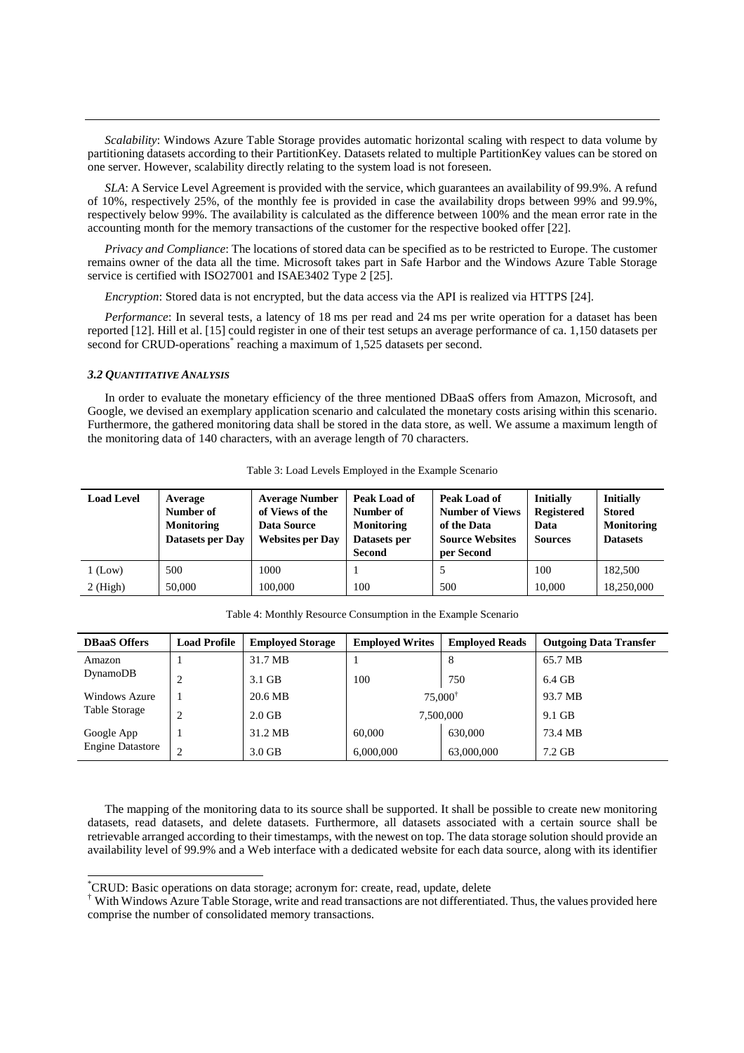*Scalability*: Windows Azure Table Storage provides automatic horizontal scaling with respect to data volume by partitioning datasets according to their PartitionKey. Datasets related to multiple PartitionKey values can be stored on one server. However, scalability directly relating to the system load is not foreseen.

*SLA*: A Service Level Agreement is provided with the service, which guarantees an availability of 99.9%. A refund of 10%, respectively 25%, of the monthly fee is provided in case the availability drops between 99% and 99.9%, respectively below 99%. The availability is calculated as the difference between 100% and the mean error rate in the accounting month for the memory transactions of the customer for the respective booked offer [22].

*Privacy and Compliance*: The locations of stored data can be specified as to be restricted to Europe. The customer remains owner of the data all the time. Microsoft takes part in Safe Harbor and the Windows Azure Table Storage service is certified with ISO27001 and ISAE3402 Type 2 [25].

*Encryption*: Stored data is not encrypted, but the data access via the API is realized via HTTPS [24].

*Performance*: In several tests, a latency of 18 ms per read and 24 ms per write operation for a dataset has been reported [12]. Hill et al. [15] could register in one of their test setups an average performance of ca. 1,150 datasets per second for CRUD-operations* reaching a maximum of 1,525 datasets per second.

### *3.2 Quantitative Analysis*

In order to evaluate the monetary efficiency of the three mentioned DBaaS offers from Amazon, Microsoft, and Google, we devised an exemplary application scenario and calculated the monetary costs arising within this scenario. Furthermore, the gathered monitoring data shall be stored in the data store, as well. We assume a maximum length of the monitoring data of 140 characters, with an average length of 70 characters.

Table 3: Load Levels Employed in the Example Scenario

| Load Level | Average Number of Monitoring Datasets per Day | Average Number of Views of the Data Source Websites per Day | Peak Load of Number of Monitoring Datasets per Second | Peak Load of Number of Views of the Data Source Websites per Second | Initially Registered Data Sources | Initially Stored Monitoring Datasets |
|---|---|---|---|---|---|---|
| 1 (Low) | 500 | 1000 | 1 | 5 | 100 | 182,500 |
| 2 (High) | 50,000 | 100,000 | 100 | 500 | 10,000 | 18,250,000 |

Table 4: Monthly Resource Consumption in the Example Scenario

| DBaaS Offers | Load Profile | Employed Storage | Employed Writes | Employed Reads | Outgoing Data Transfer |
|---|---|---|---|---|---|
| Amazon DynamoDB | 1 | 31.7 MB | 1 | 8 | 65.7 MB |
| | 2 | 3.1 GB | 100 | 750 | 6.4 GB |
| Windows Azure Table Storage | 1 | 20.6 MB | 75,000† | | 93.7 MB |
| | 2 | 2.0 GB | 7,500,000 | | 9.1 GB |
| Google App Engine Datastore | 1 | 31.2 MB | 60,000 | 630,000 | 73.4 MB |
| | 2 | 3.0 GB | 6,000,000 | 63,000,000 | 7.2 GB |

The mapping of the monitoring data to its source shall be supported. It shall be possible to create new monitoring datasets, read datasets, and delete datasets. Furthermore, all datasets associated with a certain source shall be retrievable arranged according to their timestamps, with the newest on top. The data storage solution should provide an availability level of 99.9% and a Web interface with a dedicated website for each data source, along with its identifier

---

*CRUD: Basic operations on data storage; acronym for: create, read, update, delete

† With Windows Azure Table Storage, write and read transactions are not differentiated. Thus, the values provided here comprise the number of consolidated memory transactions.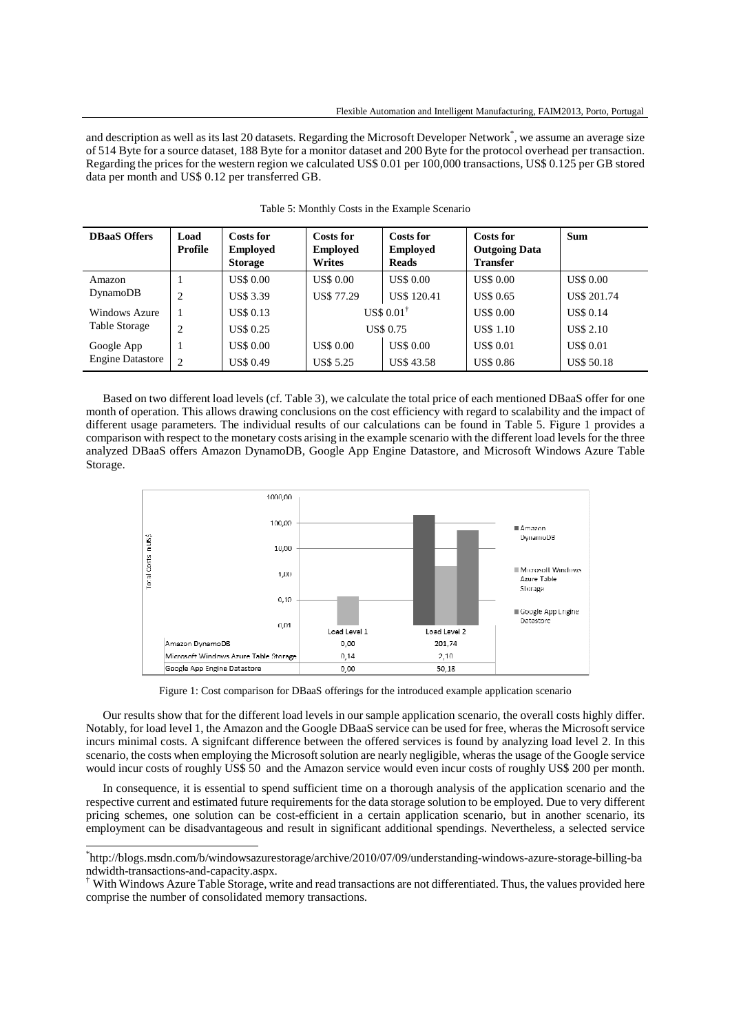and description as well as its last 20 datasets. Regarding the Microsoft Developer Network[*], we assume an average size of 514 Byte for a source dataset, 188 Byte for a monitor dataset and 200 Byte for the protocol overhead per transaction. Regarding the prices for the western region we calculated US$ 0.01 per 100,000 transactions, US$ 0.125 per GB stored data per month and US$ 0.12 per transferred GB.

Table 5: Monthly Costs in the Example Scenario

| DBaaS Offers | Load Profile | Costs for Employed Storage | Costs for Employed Writes | Costs for Employed Reads | Costs for Outgoing Data Transfer | Sum |
|---|---|---|---|---|---|---|
| Amazon DynamoDB | 1 | US$ 0.00 | US$ 0.00 | US$ 0.00 | US$ 0.00 | US$ 0.00 |
| | 2 | US$ 3.39 | US$ 77.29 | US$ 120.41 | US$ 0.65 | US$ 201.74 |
| Windows Azure Table Storage | 1 | US$ 0.13 | US$ 0.01[†] | | US$ 0.00 | US$ 0.14 |
| | 2 | US$ 0.25 | US$ 0.75 | | US$ 1.10 | US$ 2.10 |
| Google App Engine Datastore | 1 | US$ 0.00 | US$ 0.00 | US$ 0.00 | US$ 0.01 | US$ 0.01 |
| | 2 | US$ 0.49 | US$ 5.25 | US$ 43.58 | US$ 0.86 | US$ 50.18 |

Based on two different load levels (cf. Table 3), we calculate the total price of each mentioned DBaaS offer for one month of operation. This allows drawing conclusions on the cost efficiency with regard to scalability and the impact of different usage parameters. The individual results of our calculations can be found in Table 5. Figure 1 provides a comparison with respect to the monetary costs arising in the example scenario with the different load levels for the three analyzed DBaaS offers Amazon DynamoDB, Google App Engine Datastore, and Microsoft Windows Azure Table Storage.

| | Load Level 1 | Load Level 2 |
|---|---|---|
| Amazon DynamoDB | 0,00 | 201,74 |
| Microsoft Windows Azure Table Storage | 0,14 | 2,10 |
| Google App Engine Datastore | 0,00 | 50,18 |

Figure 1: Cost comparison for DBaaS offerings for the introduced example application scenario

Our results show that for the different load levels in our sample application scenario, the overall costs highly differ. Notably, for load level 1, the Amazon and the Google DBaaS service can be used for free, wheras the Microsoft service incurs minimal costs. A signifcant difference between the offered services is found by analyzing load level 2. In this scenario, the costs when employing the Microsoft solution are nearly negligible, wheras the usage of the Google service would incur costs of roughly US$ 50 and the Amazon service would even incur costs of roughly US$ 200 per month.

In consequence, it is essential to spend sufficient time on a thorough analysis of the application scenario and the respective current and estimated future requirements for the data storage solution to be employed. Due to very different pricing schemes, one solution can be cost-efficient in a certain application scenario, but in another scenario, its employment can be disadvantageous and result in significant additional spendings. Nevertheless, a selected service

[*] http://blogs.msdn.com/b/windowsazurestorage/archive/2010/07/09/understanding-windows-azure-storage-billing-bandwidth-transactions-and-capacity.aspx.

[†] With Windows Azure Table Storage, write and read transactions are not differentiated. Thus, the values provided here comprise the number of consolidated memory transactions.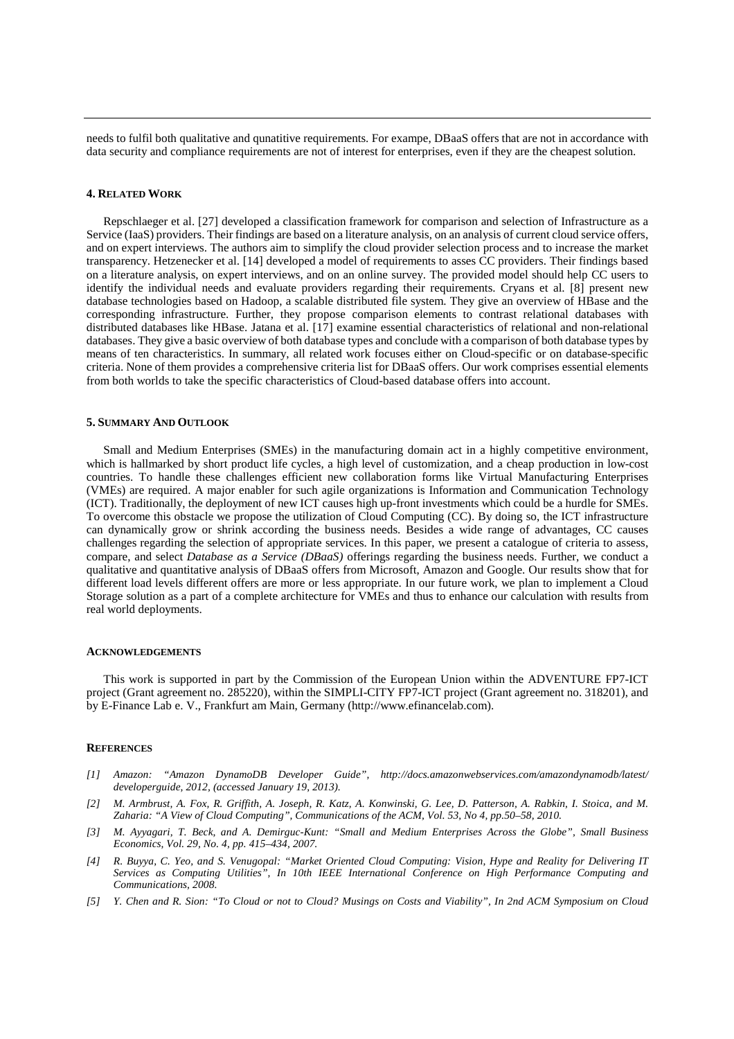needs to fulfil both qualitative and qunatitive requirements. For exampe, DBaaS offers that are not in accordance with data security and compliance requirements are not of interest for enterprises, even if they are the cheapest solution.

## 4. Related Work

Repschlaeger et al. [27] developed a classification framework for comparison and selection of Infrastructure as a Service (IaaS) providers. Their findings are based on a literature analysis, on an analysis of current cloud service offers, and on expert interviews. The authors aim to simplify the cloud provider selection process and to increase the market transparency. Hetzenecker et al. [14] developed a model of requirements to asses CC providers. Their findings based on a literature analysis, on expert interviews, and on an online survey. The provided model should help CC users to identify the individual needs and evaluate providers regarding their requirements. Cryans et al. [8] present new database technologies based on Hadoop, a scalable distributed file system. They give an overview of HBase and the corresponding infrastructure. Further, they propose comparison elements to contrast relational databases with distributed databases like HBase. Jatana et al. [17] examine essential characteristics of relational and non-relational databases. They give a basic overview of both database types and conclude with a comparison of both database types by means of ten characteristics. In summary, all related work focuses either on Cloud-specific or on database-specific criteria. None of them provides a comprehensive criteria list for DBaaS offers. Our work comprises essential elements from both worlds to take the specific characteristics of Cloud-based database offers into account.

## 5. Summary And Outlook

Small and Medium Enterprises (SMEs) in the manufacturing domain act in a highly competitive environment, which is hallmarked by short product life cycles, a high level of customization, and a cheap production in low-cost countries. To handle these challenges efficient new collaboration forms like Virtual Manufacturing Enterprises (VMEs) are required. A major enabler for such agile organizations is Information and Communication Technology (ICT). Traditionally, the deployment of new ICT causes high up-front investments which could be a hurdle for SMEs. To overcome this obstacle we propose the utilization of Cloud Computing (CC). By doing so, the ICT infrastructure can dynamically grow or shrink according the business needs. Besides a wide range of advantages, CC causes challenges regarding the selection of appropriate services. In this paper, we present a catalogue of criteria to assess, compare, and select *Database as a Service (DBaaS)* offerings regarding the business needs. Further, we conduct a qualitative and quantitative analysis of DBaaS offers from Microsoft, Amazon and Google. Our results show that for different load levels different offers are more or less appropriate. In our future work, we plan to implement a Cloud Storage solution as a part of a complete architecture for VMEs and thus to enhance our calculation with results from real world deployments.

## Acknowledgements

This work is supported in part by the Commission of the European Union within the ADVENTURE FP7-ICT project (Grant agreement no. 285220), within the SIMPLI-CITY FP7-ICT project (Grant agreement no. 318201), and by E-Finance Lab e. V., Frankfurt am Main, Germany (http://www.efinancelab.com).

## References

*[1] Amazon: "Amazon DynamoDB Developer Guide", http://docs.amazonwebservices.com/amazondynamodb/latest/developerguide, 2012, (accessed January 19, 2013).*

*[2] M. Armbrust, A. Fox, R. Griffith, A. Joseph, R. Katz, A. Konwinski, G. Lee, D. Patterson, A. Rabkin, I. Stoica, and M. Zaharia: "A View of Cloud Computing", Communications of the ACM, Vol. 53, No 4, pp.50–58, 2010.*

*[3] M. Ayyagari, T. Beck, and A. Demirguc-Kunt: "Small and Medium Enterprises Across the Globe", Small Business Economics, Vol. 29, No. 4, pp. 415–434, 2007.*

*[4] R. Buyya, C. Yeo, and S. Venugopal: "Market Oriented Cloud Computing: Vision, Hype and Reality for Delivering IT Services as Computing Utilities", In 10th IEEE International Conference on High Performance Computing and Communications, 2008.*

*[5] Y. Chen and R. Sion: "To Cloud or not to Cloud? Musings on Costs and Viability", In 2nd ACM Symposium on Cloud*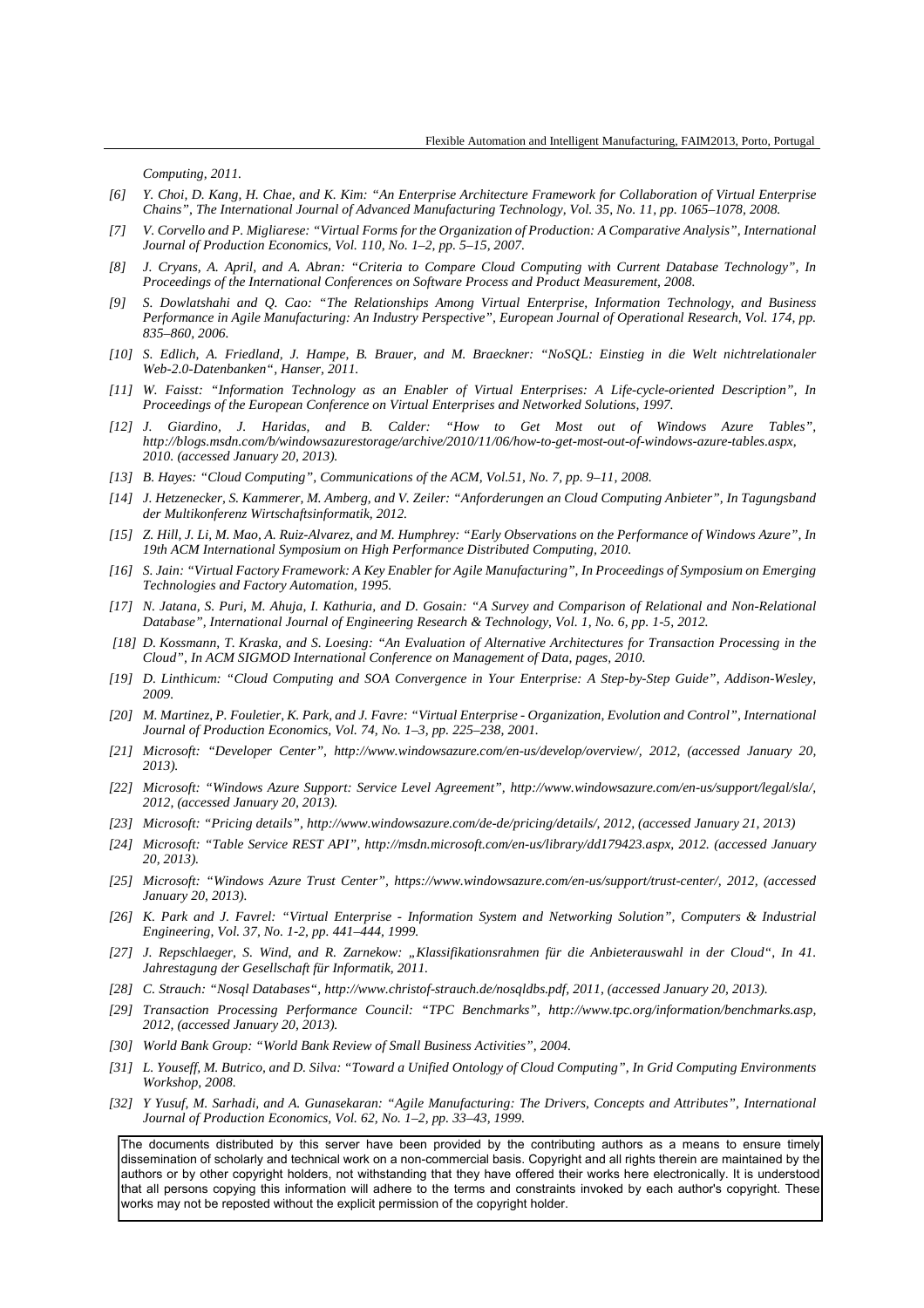*Computing, 2011.*

*[6] Y. Choi, D. Kang, H. Chae, and K. Kim: "An Enterprise Architecture Framework for Collaboration of Virtual Enterprise Chains", The International Journal of Advanced Manufacturing Technology, Vol. 35, No. 11, pp. 1065–1078, 2008.*

*[7] V. Corvello and P. Migliarese: "Virtual Forms for the Organization of Production: A Comparative Analysis", International Journal of Production Economics, Vol. 110, No. 1–2, pp. 5–15, 2007.*

*[8] J. Cryans, A. April, and A. Abran: "Criteria to Compare Cloud Computing with Current Database Technology", In Proceedings of the International Conferences on Software Process and Product Measurement, 2008.*

*[9] S. Dowlatshahi and Q. Cao: "The Relationships Among Virtual Enterprise, Information Technology, and Business Performance in Agile Manufacturing: An Industry Perspective", European Journal of Operational Research, Vol. 174, pp. 835–860, 2006.*

*[10] S. Edlich, A. Friedland, J. Hampe, B. Brauer, and M. Braeckner: "NoSQL: Einstieg in die Welt nichtrelationaler Web-2.0-Datenbanken", Hanser, 2011.*

*[11] W. Faisst: "Information Technology as an Enabler of Virtual Enterprises: A Life-cycle-oriented Description", In Proceedings of the European Conference on Virtual Enterprises and Networked Solutions, 1997.*

*[12] J. Giardino, J. Haridas, and B. Calder: "How to Get Most out of Windows Azure Tables", http://blogs.msdn.com/b/windowsazurestorage/archive/2010/11/06/how-to-get-most-out-of-windows-azure-tables.aspx, 2010. (accessed January 20, 2013).*

*[13] B. Hayes: "Cloud Computing", Communications of the ACM, Vol.51, No. 7, pp. 9–11, 2008.*

*[14] J. Hetzenecker, S. Kammerer, M. Amberg, and V. Zeiler: "Anforderungen an Cloud Computing Anbieter", In Tagungsband der Multikonferenz Wirtschaftsinformatik, 2012.*

*[15] Z. Hill, J. Li, M. Mao, A. Ruiz-Alvarez, and M. Humphrey: "Early Observations on the Performance of Windows Azure", In 19th ACM International Symposium on High Performance Distributed Computing, 2010.*

*[16] S. Jain: "Virtual Factory Framework: A Key Enabler for Agile Manufacturing", In Proceedings of Symposium on Emerging Technologies and Factory Automation, 1995.*

*[17] N. Jatana, S. Puri, M. Ahuja, I. Kathuria, and D. Gosain: "A Survey and Comparison of Relational and Non-Relational Database", International Journal of Engineering Research & Technology, Vol. 1, No. 6, pp. 1-5, 2012.*

*[18] D. Kossmann, T. Kraska, and S. Loesing: "An Evaluation of Alternative Architectures for Transaction Processing in the Cloud", In ACM SIGMOD International Conference on Management of Data, pages, 2010.*

*[19] D. Linthicum: "Cloud Computing and SOA Convergence in Your Enterprise: A Step-by-Step Guide", Addison-Wesley, 2009.*

*[20] M. Martinez, P. Fouletier, K. Park, and J. Favre: "Virtual Enterprise - Organization, Evolution and Control", International Journal of Production Economics, Vol. 74, No. 1–3, pp. 225–238, 2001.*

*[21] Microsoft: "Developer Center", http://www.windowsazure.com/en-us/develop/overview/, 2012, (accessed January 20, 2013).*

*[22] Microsoft: "Windows Azure Support: Service Level Agreement", http://www.windowsazure.com/en-us/support/legal/sla/, 2012, (accessed January 20, 2013).*

*[23] Microsoft: "Pricing details", http://www.windowsazure.com/de-de/pricing/details/, 2012, (accessed January 21, 2013)*

*[24] Microsoft: "Table Service REST API", http://msdn.microsoft.com/en-us/library/dd179423.aspx, 2012. (accessed January 20, 2013).*

*[25] Microsoft: "Windows Azure Trust Center", https://www.windowsazure.com/en-us/support/trust-center/, 2012, (accessed January 20, 2013).*

*[26] K. Park and J. Favrel: "Virtual Enterprise - Information System and Networking Solution", Computers & Industrial Engineering, Vol. 37, No. 1-2, pp. 441–444, 1999.*

*[27] J. Repschlaeger, S. Wind, and R. Zarnekow: „Klassifikationsrahmen für die Anbieterauswahl in der Cloud", In 41. Jahrestagung der Gesellschaft für Informatik, 2011.*

*[28] C. Strauch: "Nosql Databases", http://www.christof-strauch.de/nosqldbs.pdf, 2011, (accessed January 20, 2013).*

*[29] Transaction Processing Performance Council: "TPC Benchmarks", http://www.tpc.org/information/benchmarks.asp, 2012, (accessed January 20, 2013).*

*[30] World Bank Group: "World Bank Review of Small Business Activities", 2004.*

*[31] L. Youseff, M. Butrico, and D. Silva: "Toward a Unified Ontology of Cloud Computing", In Grid Computing Environments Workshop, 2008.*

*[32] Y Yusuf, M. Sarhadi, and A. Gunasekaran: "Agile Manufacturing: The Drivers, Concepts and Attributes", International Journal of Production Economics, Vol. 62, No. 1–2, pp. 33–43, 1999.*

The documents distributed by this server have been provided by the contributing authors as a means to ensure timely dissemination of scholarly and technical work on a non-commercial basis. Copyright and all rights therein are maintained by the authors or by other copyright holders, not withstanding that they have offered their works here electronically. It is understood that all persons copying this information will adhere to the terms and constraints invoked by each author's copyright. These works may not be reposted without the explicit permission of the copyright holder.